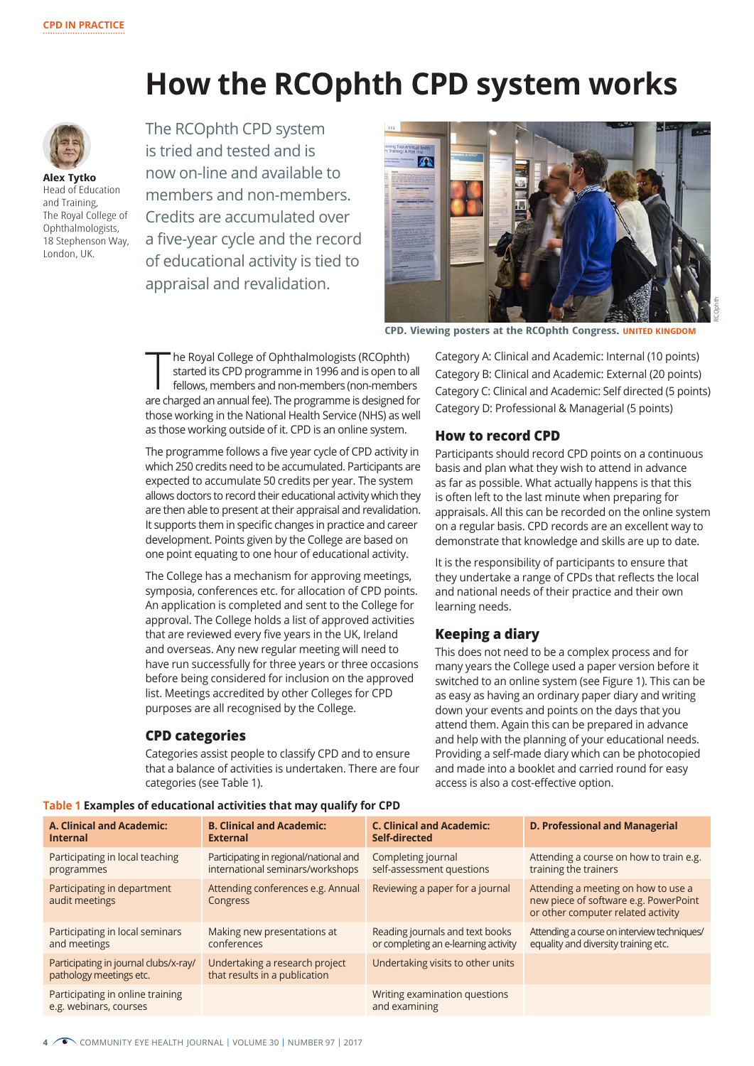CPD IN PRACTICE

# How the RCOphth CPD system works

**Alex Tytko**
Head of Education and Training, The Royal College of Ophthalmologists, 18 Stephenson Way, London, UK.

The RCOphth CPD system is tried and tested and is now on-line and available to members and non-members. Credits are accumulated over a five-year cycle and the record of educational activity is tied to appraisal and revalidation.

**CPD. Viewing posters at the RCOphth Congress.** UNITED KINGDOM

The Royal College of Ophthalmologists (RCOphth) started its CPD programme in 1996 and is open to all fellows, members and non-members (non-members are charged an annual fee). The programme is designed for those working in the National Health Service (NHS) as well as those working outside of it. CPD is an online system.

The programme follows a five year cycle of CPD activity in which 250 credits need to be accumulated. Participants are expected to accumulate 50 credits per year. The system allows doctors to record their educational activity which they are then able to present at their appraisal and revalidation. It supports them in specific changes in practice and career development. Points given by the College are based on one point equating to one hour of educational activity.

The College has a mechanism for approving meetings, symposia, conferences etc. for allocation of CPD points. An application is completed and sent to the College for approval. The College holds a list of approved activities that are reviewed every five years in the UK, Ireland and overseas. Any new regular meeting will need to have run successfully for three years or three occasions before being considered for inclusion on the approved list. Meetings accredited by other Colleges for CPD purposes are all recognised by the College.

## CPD categories

Categories assist people to classify CPD and to ensure that a balance of activities is undertaken. There are four categories (see Table 1).

Category A: Clinical and Academic: Internal (10 points)
Category B: Clinical and Academic: External (20 points)
Category C: Clinical and Academic: Self directed (5 points)
Category D: Professional & Managerial (5 points)

## How to record CPD

Participants should record CPD points on a continuous basis and plan what they wish to attend in advance as far as possible. What actually happens is that this is often left to the last minute when preparing for appraisals. All this can be recorded on the online system on a regular basis. CPD records are an excellent way to demonstrate that knowledge and skills are up to date.

It is the responsibility of participants to ensure that they undertake a range of CPDs that reflects the local and national needs of their practice and their own learning needs.

## Keeping a diary

This does not need to be a complex process and for many years the College used a paper version before it switched to an online system (see Figure 1). This can be as easy as having an ordinary paper diary and writing down your events and points on the days that you attend them. Again this can be prepared in advance and help with the planning of your educational needs. Providing a self-made diary which can be photocopied and made into a booklet and carried round for easy access is also a cost-effective option.

**Table 1 Examples of educational activities that may qualify for CPD**

| A. Clinical and Academic: Internal | B. Clinical and Academic: External | C. Clinical and Academic: Self-directed | D. Professional and Managerial |
|---|---|---|---|
| Participating in local teaching programmes | Participating in regional/national and international seminars/workshops | Completing journal self-assessment questions | Attending a course on how to train e.g. training the trainers |
| Participating in department audit meetings | Attending conferences e.g. Annual Congress | Reviewing a paper for a journal | Attending a meeting on how to use a new piece of software e.g. PowerPoint or other computer related activity |
| Participating in local seminars and meetings | Making new presentations at conferences | Reading journals and text books or completing an e-learning activity | Attending a course on interview techniques/ equality and diversity training etc. |
| Participating in journal clubs/x-ray/ pathology meetings etc. | Undertaking a research project that results in a publication | Undertaking visits to other units | |
| Participating in online training e.g. webinars, courses | | Writing examination questions and examining | |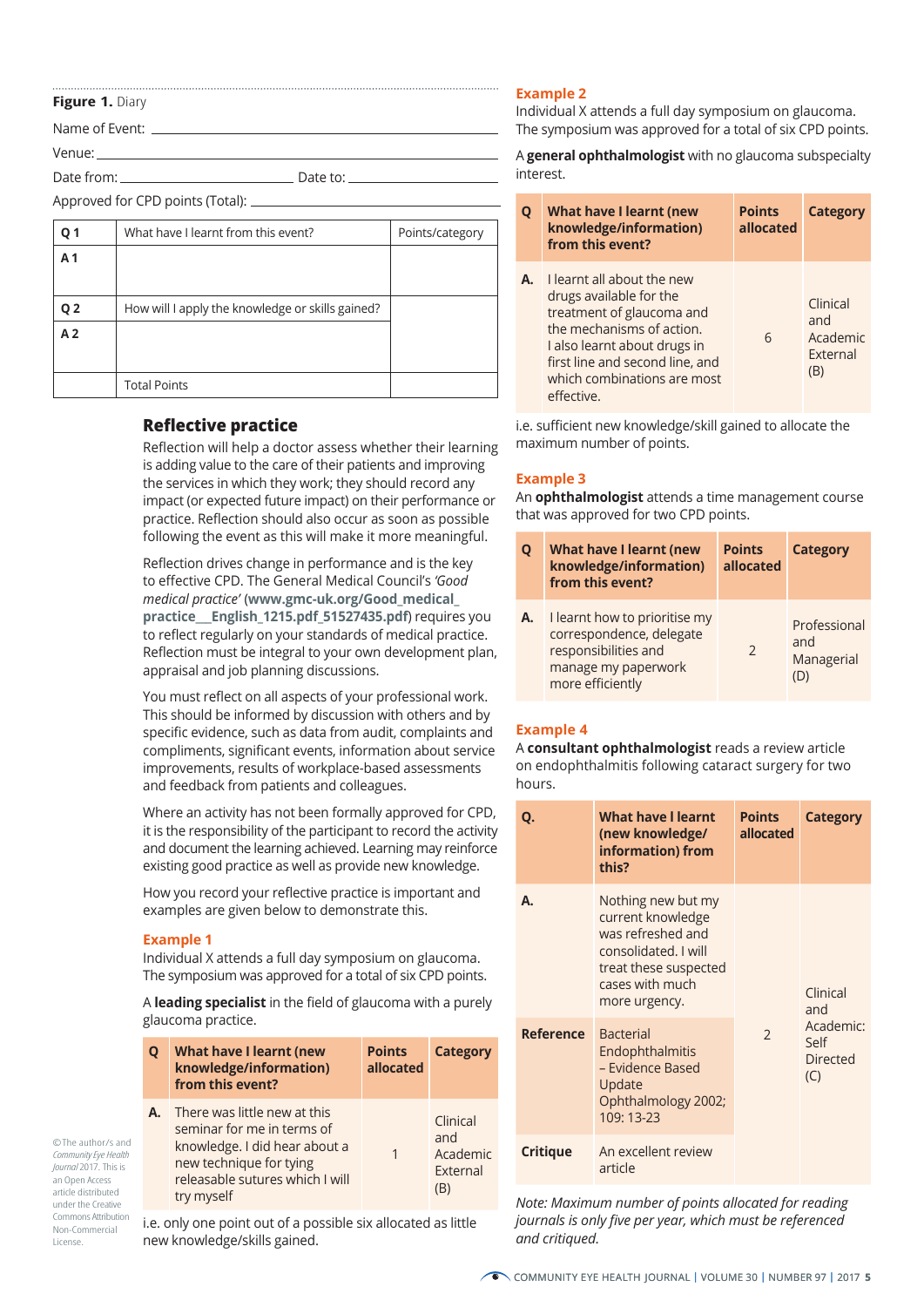**Figure 1.** Diary

Name of Event: 

Venue: 

Date from: Date to: 

Approved for CPD points (Total): 

| | | |
|---|---|---|
| **Q 1** | What have I learnt from this event? | Points/category |
| **A 1** | | |
| **Q 2** | How will I apply the knowledge or skills gained? | |
| **A 2** | | |
| | Total Points | |

## Reflective practice

Reflection will help a doctor assess whether their learning is adding value to the care of their patients and improving the services in which they work; they should record any impact (or expected future impact) on their performance or practice. Reflection should also occur as soon as possible following the event as this will make it more meaningful.

Reflection drives change in performance and is the key to effective CPD. The General Medical Council's *'Good medical practice'* (**www.gmc-uk.org/Good_medical_practice__English_1215.pdf_51527435.pdf**) requires you to reflect regularly on your standards of medical practice. Reflection must be integral to your own development plan, appraisal and job planning discussions.

You must reflect on all aspects of your professional work. This should be informed by discussion with others and by specific evidence, such as data from audit, complaints and compliments, significant events, information about service improvements, results of workplace-based assessments and feedback from patients and colleagues.

Where an activity has not been formally approved for CPD, it is the responsibility of the participant to record the activity and document the learning achieved. Learning may reinforce existing good practice as well as provide new knowledge.

How you record your reflective practice is important and examples are given below to demonstrate this.

### Example 1

Individual X attends a full day symposium on glaucoma. The symposium was approved for a total of six CPD points.

A **leading specialist** in the field of glaucoma with a purely glaucoma practice.

| Q | What have I learnt (new knowledge/information) from this event? | Points allocated | Category |
|---|---|---|---|
| **A.** | There was little new at this seminar for me in terms of knowledge. I did hear about a new technique for tying releasable sutures which I will try myself | 1 | Clinical and Academic External (B) |

i.e. only one point out of a possible six allocated as little new knowledge/skills gained.

### Example 2

Individual X attends a full day symposium on glaucoma. The symposium was approved for a total of six CPD points.

A **general ophthalmologist** with no glaucoma subspecialty interest.

| Q | What have I learnt (new knowledge/information) from this event? | Points allocated | Category |
|---|---|---|---|
| **A.** | I learnt all about the new drugs available for the treatment of glaucoma and the mechanisms of action. I also learnt about drugs in first line and second line, and which combinations are most effective. | 6 | Clinical and Academic External (B) |

i.e. sufficient new knowledge/skill gained to allocate the maximum number of points.

### Example 3

An **ophthalmologist** attends a time management course that was approved for two CPD points.

| Q | What have I learnt (new knowledge/information) from this event? | Points allocated | Category |
|---|---|---|---|
| **A.** | I learnt how to prioritise my correspondence, delegate responsibilities and manage my paperwork more efficiently | 2 | Professional and Managerial (D) |

### Example 4

A **consultant ophthalmologist** reads a review article on endophthalmitis following cataract surgery for two hours.

| Q. | What have I learnt (new knowledge/ information) from this? | Points allocated | Category |
|---|---|---|---|
| **A.** | Nothing new but my current knowledge was refreshed and consolidated. I will treat these suspected cases with much more urgency. | 2 | Clinical and Academic: Self Directed (C) |
| **Reference** | Bacterial Endophthalmitis – Evidence Based Update Ophthalmology 2002; 109: 13-23 | | |
| **Critique** | An excellent review article | | |

*Note: Maximum number of points allocated for reading journals is only five per year, which must be referenced and critiqued.*

© The author/s and *Community Eye Health Journal* 2017. This is an Open Access article distributed under the Creative Commons Attribution Non-Commercial License.